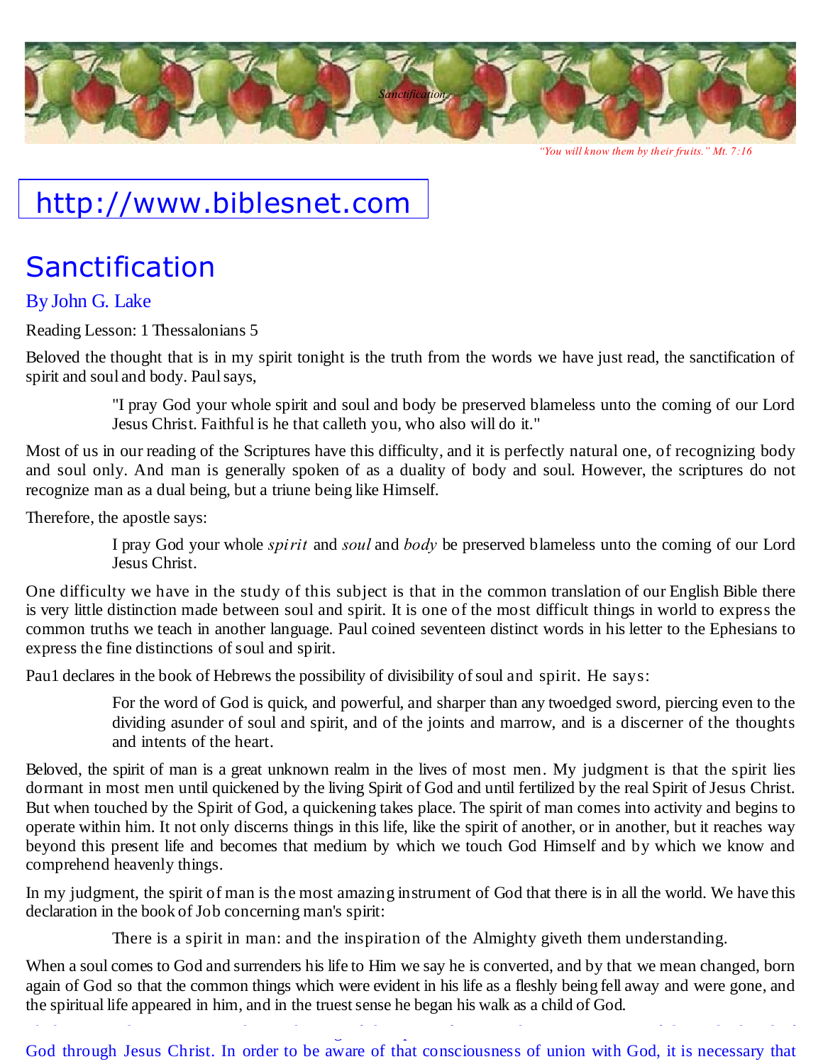"You will know them by their fruits." Mt. 7:16

http://www.biblesnet.com

# Sanctification

## By John G. Lake

Reading Lesson: 1 Thessalonians 5

Beloved the thought that is in my spirit tonight is the truth from the words we have just read, the sanctification of spirit and soul and body. Paul says,

> "I pray God your whole spirit and soul and body be preserved blameless unto the coming of our Lord Jesus Christ. Faithful is he that calleth you, who also will do it."

Most of us in our reading of the Scriptures have this difficulty, and it is perfectly natural one, of recognizing body and soul only. And man is generally spoken of as a duality of body and soul. However, the scriptures do not recognize man as a dual being, but a triune being like Himself.

Therefore, the apostle says:

> I pray God your whole *spirit* and *soul* and *body* be preserved blameless unto the coming of our Lord Jesus Christ.

One difficulty we have in the study of this subject is that in the common translation of our English Bible there is very little distinction made between soul and spirit. It is one of the most difficult things in world to express the common truths we teach in another language. Paul coined seventeen distinct words in his letter to the Ephesians to express the fine distinctions of soul and spirit.

Pau1 declares in the book of Hebrews the possibility of divisibility of soul and spirit. He says:

> For the word of God is quick, and powerful, and sharper than any twoedged sword, piercing even to the dividing asunder of soul and spirit, and of the joints and marrow, and is a discerner of the thoughts and intents of the heart.

Beloved, the spirit of man is a great unknown realm in the lives of most men. My judgment is that the spirit lies dormant in most men until quickened by the living Spirit of God and until fertilized by the real Spirit of Jesus Christ. But when touched by the Spirit of God, a quickening takes place. The spirit of man comes into activity and begins to operate within him. It not only discerns things in this life, like the spirit of another, or in another, but it reaches way beyond this present life and becomes that medium by which we touch God Himself and by which we know and comprehend heavenly things.

In my judgment, the spirit of man is the most amazing instrument of God that there is in all the world. We have this declaration in the book of Job concerning man's spirit:

> There is a spirit in man: and the inspiration of the Almighty giveth them understanding.

When a soul comes to God and surrenders his life to Him we say he is converted, and by that we mean changed, born again of God so that the common things which were evident in his life as a fleshly being fell away and were gone, and the spiritual life appeared in him, and in the truest sense he began his walk as a child of God.

God through Jesus Christ. In order to be aware of that consciousness of union with God, it is necessary that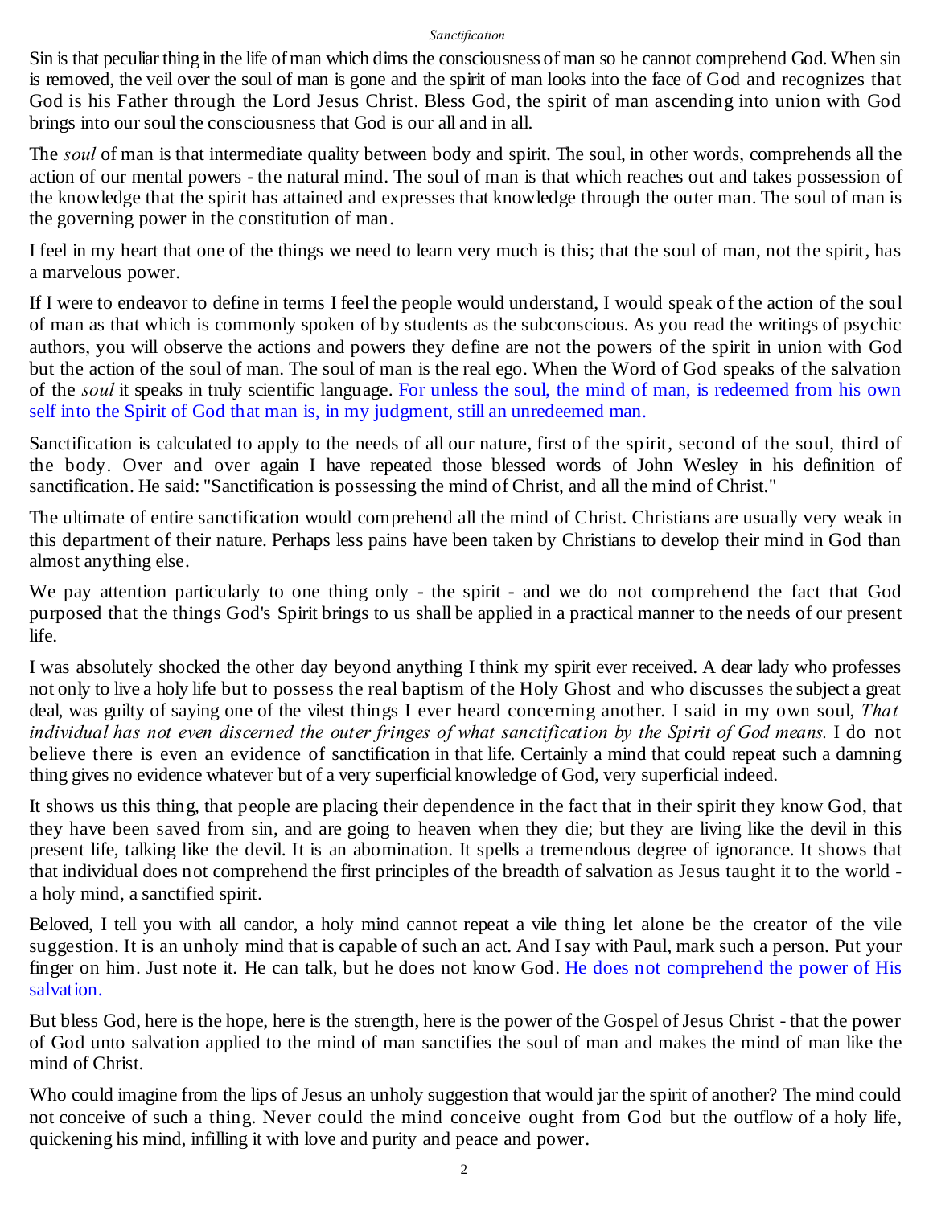Sin is that peculiar thing in the life of man which dims the consciousness of man so he cannot comprehend God. When sin is removed, the veil over the soul of man is gone and the spirit of man looks into the face of God and recognizes that God is his Father through the Lord Jesus Christ. Bless God, the spirit of man ascending into union with God brings into our soul the consciousness that God is our all and in all.

The *soul* of man is that intermediate quality between body and spirit. The soul, in other words, comprehends all the action of our mental powers - the natural mind. The soul of man is that which reaches out and takes possession of the knowledge that the spirit has attained and expresses that knowledge through the outer man. The soul of man is the governing power in the constitution of man.

I feel in my heart that one of the things we need to learn very much is this; that the soul of man, not the spirit, has a marvelous power.

If I were to endeavor to define in terms I feel the people would understand, I would speak of the action of the soul of man as that which is commonly spoken of by students as the subconscious. As you read the writings of psychic authors, you will observe the actions and powers they define are not the powers of the spirit in union with God but the action of the soul of man. The soul of man is the real ego. When the Word of God speaks of the salvation of the *soul* it speaks in truly scientific language. For unless the soul, the mind of man, is redeemed from his own self into the Spirit of God that man is, in my judgment, still an unredeemed man.

Sanctification is calculated to apply to the needs of all our nature, first of the spirit, second of the soul, third of the body. Over and over again I have repeated those blessed words of John Wesley in his definition of sanctification. He said: "Sanctification is possessing the mind of Christ, and all the mind of Christ."

The ultimate of entire sanctification would comprehend all the mind of Christ. Christians are usually very weak in this department of their nature. Perhaps less pains have been taken by Christians to develop their mind in God than almost anything else.

We pay attention particularly to one thing only - the spirit - and we do not comprehend the fact that God purposed that the things God's Spirit brings to us shall be applied in a practical manner to the needs of our present life.

I was absolutely shocked the other day beyond anything I think my spirit ever received. A dear lady who professes not only to live a holy life but to possess the real baptism of the Holy Ghost and who discusses the subject a great deal, was guilty of saying one of the vilest things I ever heard concerning another. I said in my own soul, *That individual has not even discerned the outer fringes of what sanctification by the Spirit of God means.* I do not believe there is even an evidence of sanctification in that life. Certainly a mind that could repeat such a damning thing gives no evidence whatever but of a very superficial knowledge of God, very superficial indeed.

It shows us this thing, that people are placing their dependence in the fact that in their spirit they know God, that they have been saved from sin, and are going to heaven when they die; but they are living like the devil in this present life, talking like the devil. It is an abomination. It spells a tremendous degree of ignorance. It shows that that individual does not comprehend the first principles of the breadth of salvation as Jesus taught it to the world - a holy mind, a sanctified spirit.

Beloved, I tell you with all candor, a holy mind cannot repeat a vile thing let alone be the creator of the vile suggestion. It is an unholy mind that is capable of such an act. And I say with Paul, mark such a person. Put your finger on him. Just note it. He can talk, but he does not know God. He does not comprehend the power of His salvation.

But bless God, here is the hope, here is the strength, here is the power of the Gospel of Jesus Christ - that the power of God unto salvation applied to the mind of man sanctifies the soul of man and makes the mind of man like the mind of Christ.

Who could imagine from the lips of Jesus an unholy suggestion that would jar the spirit of another? The mind could not conceive of such a thing. Never could the mind conceive ought from God but the outflow of a holy life, quickening his mind, infilling it with love and purity and peace and power.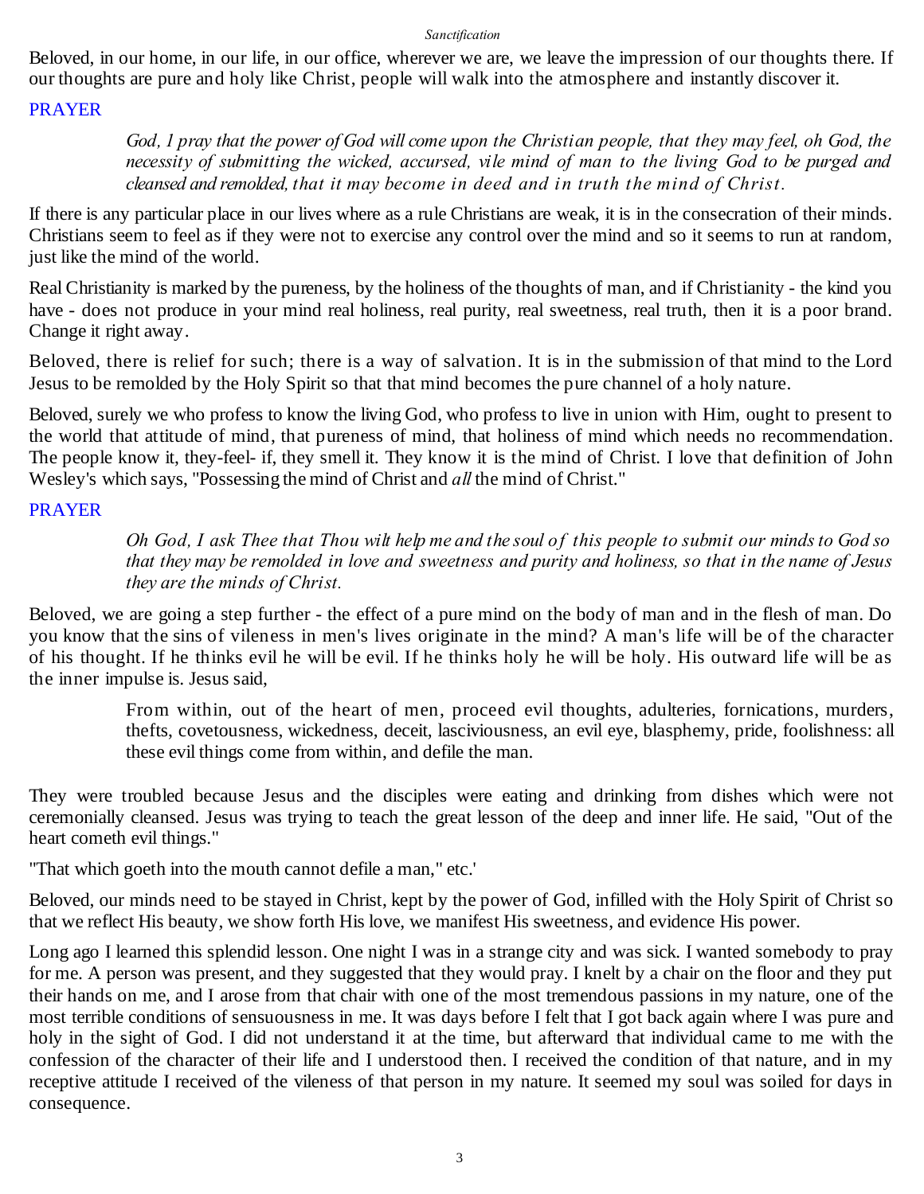Beloved, in our home, in our life, in our office, wherever we are, we leave the impression of our thoughts there. If our thoughts are pure and holy like Christ, people will walk into the atmosphere and instantly discover it.

PRAYER

> *God, I pray that the power of God will come upon the Christian people, that they may feel, oh God, the necessity of submitting the wicked, accursed, vile mind of man to the living God to be purged and cleansed and remolded, that it may become in deed and in truth the mind of Christ.*

If there is any particular place in our lives where as a rule Christians are weak, it is in the consecration of their minds. Christians seem to feel as if they were not to exercise any control over the mind and so it seems to run at random, just like the mind of the world.

Real Christianity is marked by the pureness, by the holiness of the thoughts of man, and if Christianity - the kind you have - does not produce in your mind real holiness, real purity, real sweetness, real truth, then it is a poor brand. Change it right away.

Beloved, there is relief for such; there is a way of salvation. It is in the submission of that mind to the Lord Jesus to be remolded by the Holy Spirit so that that mind becomes the pure channel of a holy nature.

Beloved, surely we who profess to know the living God, who profess to live in union with Him, ought to present to the world that attitude of mind, that pureness of mind, that holiness of mind which needs no recommendation. The people know it, they-feel- if, they smell it. They know it is the mind of Christ. I love that definition of John Wesley's which says, "Possessing the mind of Christ and *all* the mind of Christ."

PRAYER

> *Oh God, I ask Thee that Thou wilt help me and the soul of this people to submit our minds to God so that they may be remolded in love and sweetness and purity and holiness, so that in the name of Jesus they are the minds of Christ.*

Beloved, we are going a step further - the effect of a pure mind on the body of man and in the flesh of man. Do you know that the sins of vileness in men's lives originate in the mind? A man's life will be of the character of his thought. If he thinks evil he will be evil. If he thinks holy he will be holy. His outward life will be as the inner impulse is. Jesus said,

> From within, out of the heart of men, proceed evil thoughts, adulteries, fornications, murders, thefts, covetousness, wickedness, deceit, lasciviousness, an evil eye, blasphemy, pride, foolishness: all these evil things come from within, and defile the man.

They were troubled because Jesus and the disciples were eating and drinking from dishes which were not ceremonially cleansed. Jesus was trying to teach the great lesson of the deep and inner life. He said, "Out of the heart cometh evil things."

"That which goeth into the mouth cannot defile a man," etc.'

Beloved, our minds need to be stayed in Christ, kept by the power of God, infilled with the Holy Spirit of Christ so that we reflect His beauty, we show forth His love, we manifest His sweetness, and evidence His power.

Long ago I learned this splendid lesson. One night I was in a strange city and was sick. I wanted somebody to pray for me. A person was present, and they suggested that they would pray. I knelt by a chair on the floor and they put their hands on me, and I arose from that chair with one of the most tremendous passions in my nature, one of the most terrible conditions of sensuousness in me. It was days before I felt that I got back again where I was pure and holy in the sight of God. I did not understand it at the time, but afterward that individual came to me with the confession of the character of their life and I understood then. I received the condition of that nature, and in my receptive attitude I received of the vileness of that person in my nature. It seemed my soul was soiled for days in consequence.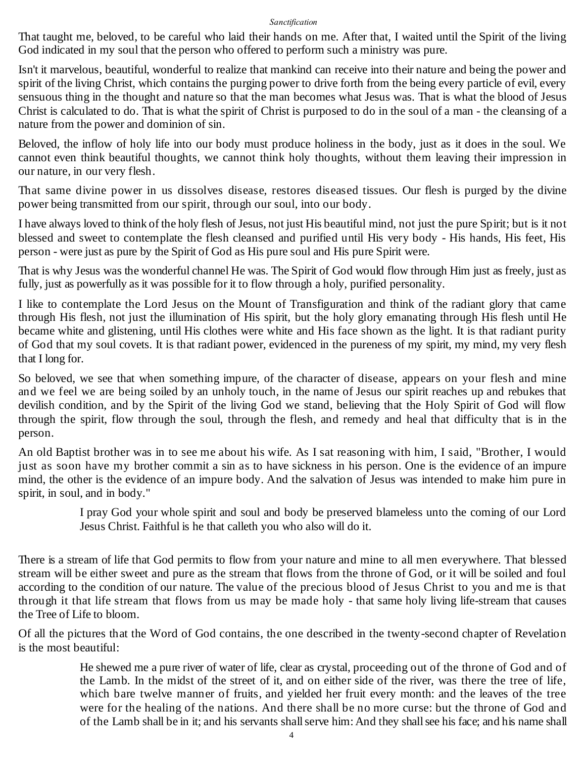That taught me, beloved, to be careful who laid their hands on me. After that, I waited until the Spirit of the living God indicated in my soul that the person who offered to perform such a ministry was pure.

Isn't it marvelous, beautiful, wonderful to realize that mankind can receive into their nature and being the power and spirit of the living Christ, which contains the purging power to drive forth from the being every particle of evil, every sensuous thing in the thought and nature so that the man becomes what Jesus was. That is what the blood of Jesus Christ is calculated to do. That is what the spirit of Christ is purposed to do in the soul of a man - the cleansing of a nature from the power and dominion of sin.

Beloved, the inflow of holy life into our body must produce holiness in the body, just as it does in the soul. We cannot even think beautiful thoughts, we cannot think holy thoughts, without them leaving their impression in our nature, in our very flesh.

That same divine power in us dissolves disease, restores diseased tissues. Our flesh is purged by the divine power being transmitted from our spirit, through our soul, into our body.

I have always loved to think of the holy flesh of Jesus, not just His beautiful mind, not just the pure Spirit; but is it not blessed and sweet to contemplate the flesh cleansed and purified until His very body - His hands, His feet, His person - were just as pure by the Spirit of God as His pure soul and His pure Spirit were.

That is why Jesus was the wonderful channel He was. The Spirit of God would flow through Him just as freely, just as fully, just as powerfully as it was possible for it to flow through a holy, purified personality.

I like to contemplate the Lord Jesus on the Mount of Transfiguration and think of the radiant glory that came through His flesh, not just the illumination of His spirit, but the holy glory emanating through His flesh until He became white and glistening, until His clothes were white and His face shown as the light. It is that radiant purity of God that my soul covets. It is that radiant power, evidenced in the pureness of my spirit, my mind, my very flesh that I long for.

So beloved, we see that when something impure, of the character of disease, appears on your flesh and mine and we feel we are being soiled by an unholy touch, in the name of Jesus our spirit reaches up and rebukes that devilish condition, and by the Spirit of the living God we stand, believing that the Holy Spirit of God will flow through the spirit, flow through the soul, through the flesh, and remedy and heal that difficulty that is in the person.

An old Baptist brother was in to see me about his wife. As I sat reasoning with him, I said, "Brother, I would just as soon have my brother commit a sin as to have sickness in his person. One is the evidence of an impure mind, the other is the evidence of an impure body. And the salvation of Jesus was intended to make him pure in spirit, in soul, and in body."

> I pray God your whole spirit and soul and body be preserved blameless unto the coming of our Lord Jesus Christ. Faithful is he that calleth you who also will do it.

There is a stream of life that God permits to flow from your nature and mine to all men everywhere. That blessed stream will be either sweet and pure as the stream that flows from the throne of God, or it will be soiled and foul according to the condition of our nature. The value of the precious blood of Jesus Christ to you and me is that through it that life stream that flows from us may be made holy - that same holy living life-stream that causes the Tree of Life to bloom.

Of all the pictures that the Word of God contains, the one described in the twenty-second chapter of Revelation is the most beautiful:

> He shewed me a pure river of water of life, clear as crystal, proceeding out of the throne of God and of the Lamb. In the midst of the street of it, and on either side of the river, was there the tree of life, which bare twelve manner of fruits, and yielded her fruit every month: and the leaves of the tree were for the healing of the nations. And there shall be no more curse: but the throne of God and of the Lamb shall be in it; and his servants shall serve him: And they shall see his face; and his name shall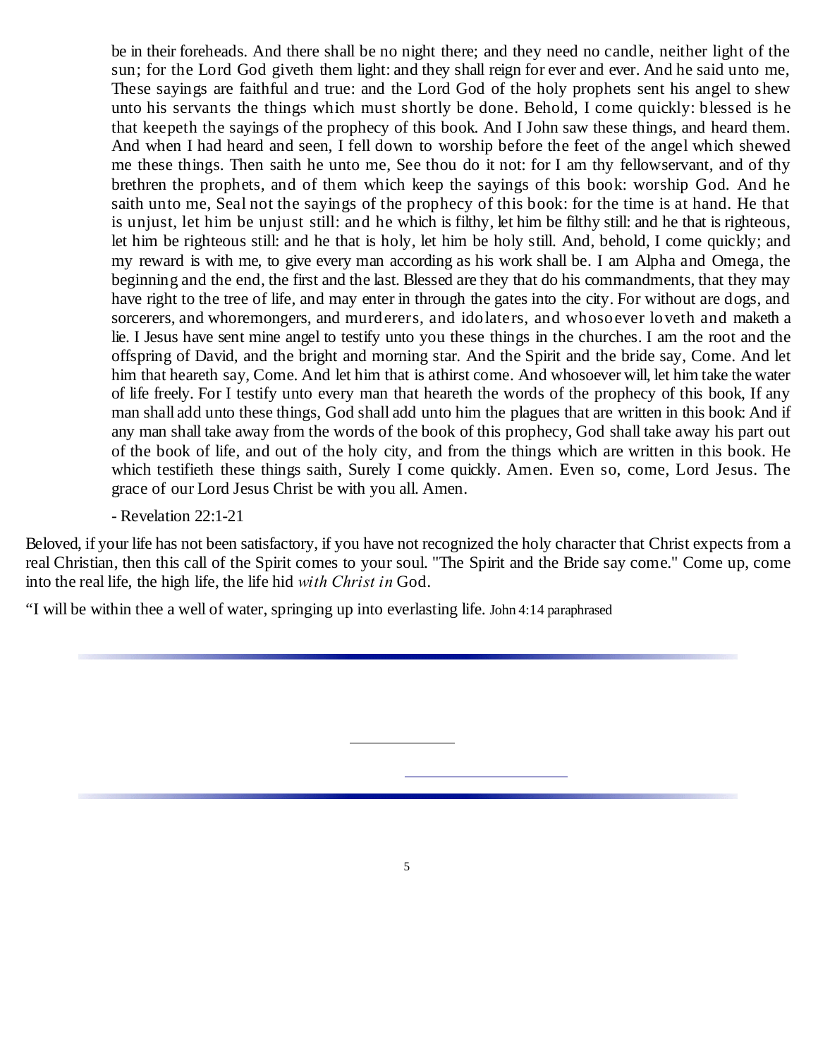> be in their foreheads. And there shall be no night there; and they need no candle, neither light of the sun; for the Lord God giveth them light: and they shall reign for ever and ever. And he said unto me, These sayings are faithful and true: and the Lord God of the holy prophets sent his angel to shew unto his servants the things which must shortly be done. Behold, I come quickly: blessed is he that keepeth the sayings of the prophecy of this book. And I John saw these things, and heard them. And when I had heard and seen, I fell down to worship before the feet of the angel which shewed me these things. Then saith he unto me, See thou do it not: for I am thy fellowservant, and of thy brethren the prophets, and of them which keep the sayings of this book: worship God. And he saith unto me, Seal not the sayings of the prophecy of this book: for the time is at hand. He that is unjust, let him be unjust still: and he which is filthy, let him be filthy still: and he that is righteous, let him be righteous still: and he that is holy, let him be holy still. And, behold, I come quickly; and my reward is with me, to give every man according as his work shall be. I am Alpha and Omega, the beginning and the end, the first and the last. Blessed are they that do his commandments, that they may have right to the tree of life, and may enter in through the gates into the city. For without are dogs, and sorcerers, and whoremongers, and murderers, and idolaters, and whosoever loveth and maketh a lie. I Jesus have sent mine angel to testify unto you these things in the churches. I am the root and the offspring of David, and the bright and morning star. And the Spirit and the bride say, Come. And let him that heareth say, Come. And let him that is athirst come. And whosoever will, let him take the water of life freely. For I testify unto every man that heareth the words of the prophecy of this book, If any man shall add unto these things, God shall add unto him the plagues that are written in this book: And if any man shall take away from the words of the book of this prophecy, God shall take away his part out of the book of life, and out of the holy city, and from the things which are written in this book. He which testifieth these things saith, Surely I come quickly. Amen. Even so, come, Lord Jesus. The grace of our Lord Jesus Christ be with you all. Amen.
>
> - Revelation 22:1-21

Beloved, if your life has not been satisfactory, if you have not recognized the holy character that Christ expects from a real Christian, then this call of the Spirit comes to your soul. "The Spirit and the Bride say come." Come up, come into the real life, the high life, the life hid *with Christ in* God.

"I will be within thee a well of water, springing up into everlasting life. John 4:14 paraphrased